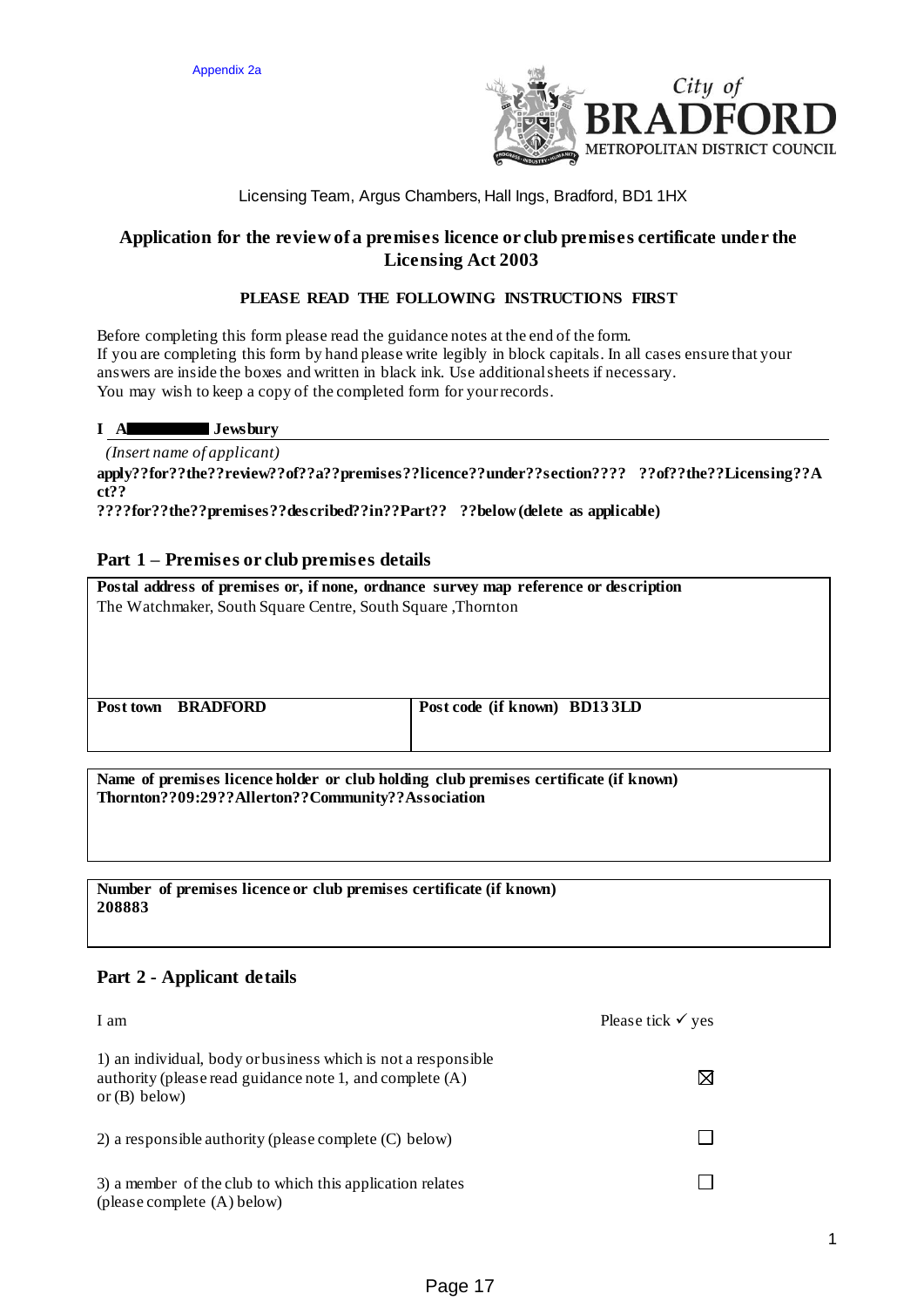Appendix 2a

City of BRADFORD METROPOLITAN DISTRICT COUNCIL

Licensing Team, Argus Chambers, Hall Ings, Bradford, BD1 1HX

## Application for the review of a premises licence or club premises certificate under the Licensing Act 2003

**PLEASE READ THE FOLLOWING INSTRUCTIONS FIRST**

Before completing this form please read the guidance notes at the end of the form.
If you are completing this form by hand please write legibly in block capitals. In all cases ensure that your answers are inside the boxes and written in black ink. Use additional sheets if necessary.
You may wish to keep a copy of the completed form for your records.

**I A█████ Jewsbury**

*(Insert name of applicant)*

**apply??for??the??review??of??a??premises??licence??under??section???? ??of??the??Licensing??Act??**
**????for??the??premises??described??in??Part?? ??below (delete as applicable)**

### Part 1 – Premises or club premises details

| **Postal address of premises or, if none, ordnance survey map reference or description** | |
|---|---|
| The Watchmaker, South Square Centre, South Square ,Thornton | |
| **Post town BRADFORD** | **Post code (if known) BD13 3LD** |

**Name of premises licence holder or club holding club premises certificate (if known)**
**Thornton??09:29??Allerton??Community??Association**

**Number of premises licence or club premises certificate (if known)**
**208883**

### Part 2 - Applicant details

| I am | Please tick ✓ yes |
|---|---|
| 1) an individual, body or business which is not a responsible authority (please read guidance note 1, and complete (A) or (B) below) | ☒ |
| 2) a responsible authority (please complete (C) below) | ☐ |
| 3) a member of the club to which this application relates (please complete (A) below) | ☐ |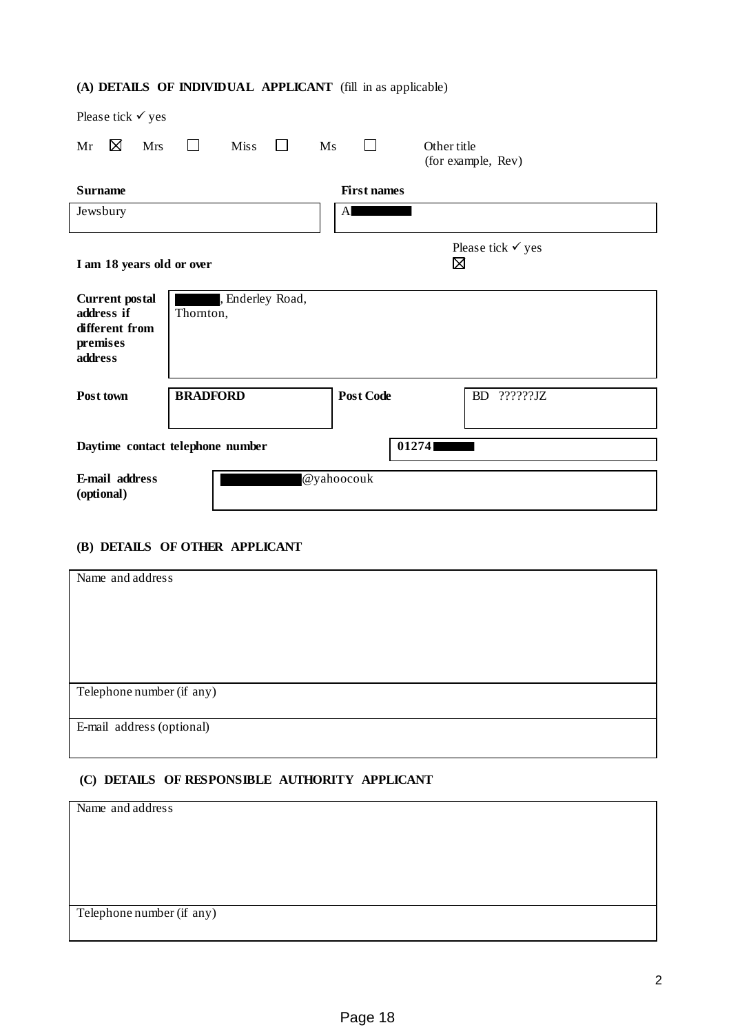### (A) DETAILS OF INDIVIDUAL APPLICANT (fill in as applicable)

Please tick ✓ yes

Mr ☒ Mrs ☐ Miss ☐ Ms ☐ Other title (for example, Rev)

| **Surname** | **First names** |
|---|---|
| Jewsbury | A█████ |

**I am 18 years old or over** — Please tick ✓ yes ☒

| | |
|---|---|
| **Current postal address if different from premises address** | █████, Enderley Road, Thornton, |

| | | | |
|---|---|---|---|
| **Post town** | **BRADFORD** | **Post Code** | BD ??????JZ |

| | |
|---|---|
| **Daytime contact telephone number** | **01274**█████ |
| **E-mail address (optional)** | █████████@yahoocouk |

### (B) DETAILS OF OTHER APPLICANT

| |
|---|
| Name and address |
| Telephone number (if any) |
| E-mail address (optional) |

### (C) DETAILS OF RESPONSIBLE AUTHORITY APPLICANT

| |
|---|
| Name and address |
| Telephone number (if any) |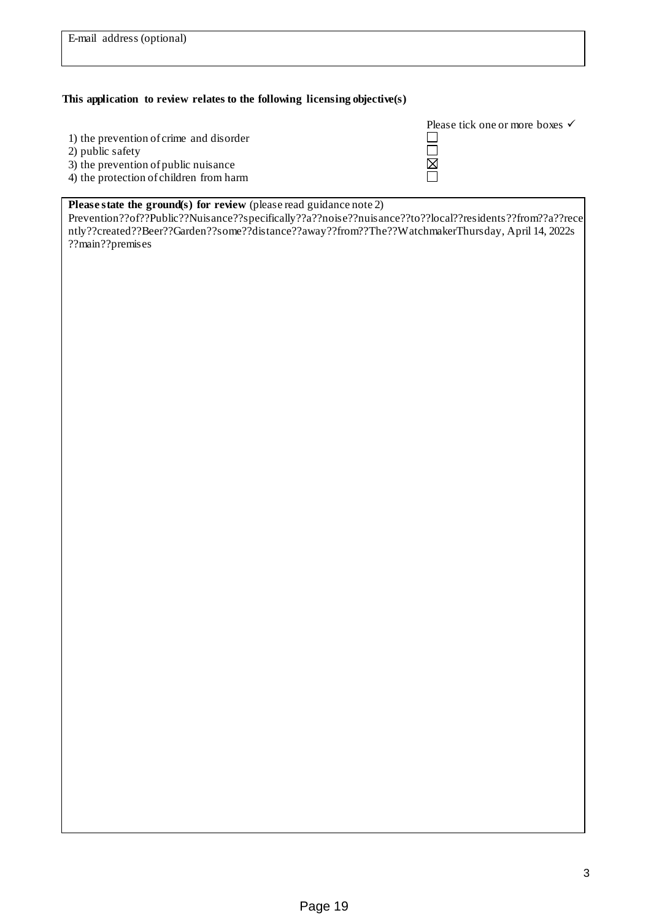E-mail address (optional)

**This application to review relates to the following licensing objective(s)**

Please tick one or more boxes ✓

1) the prevention of crime and disorder ☐
2) public safety ☐
3) the prevention of public nuisance ☒
4) the protection of children from harm ☐

**Please state the ground(s) for review** (please read guidance note 2)

Prevention??of??Public??Nuisance??specifically??a??noise??nuisance??to??local??residents??from??a??recently??created??Beer??Garden??some??distance??away??from??The??WatchmakerThursday, April 14, 2022s ??main??premises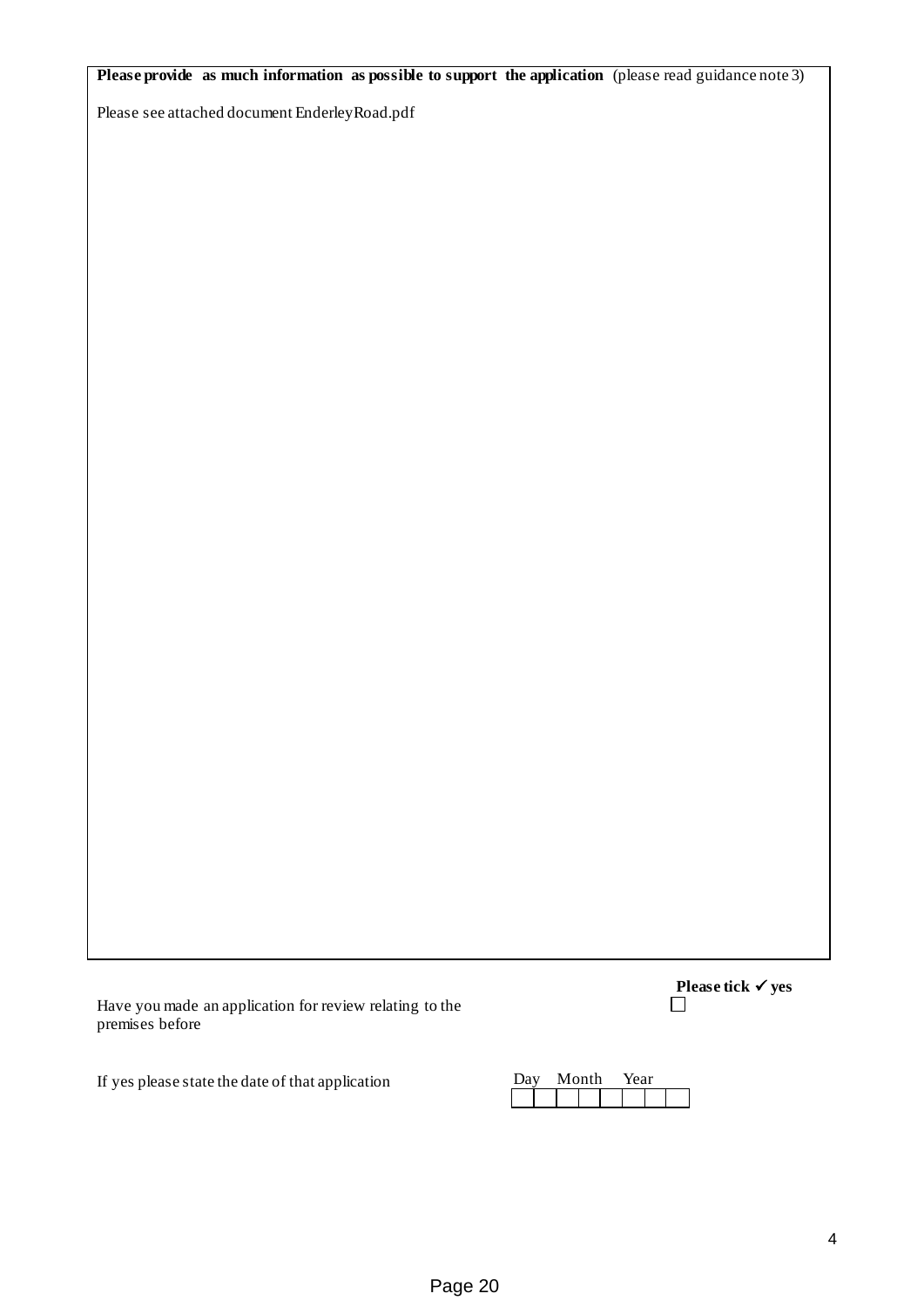**Please provide as much information as possible to support the application** (please read guidance note 3)

Please see attached document EnderleyRoad.pdf

Have you made an application for review relating to the premises before

**Please tick ✓ yes** ☐

If yes please state the date of that application

| Day | | Month | | Year | | | |
|---|---|---|---|---|---|---|---|
| | | | | | | | |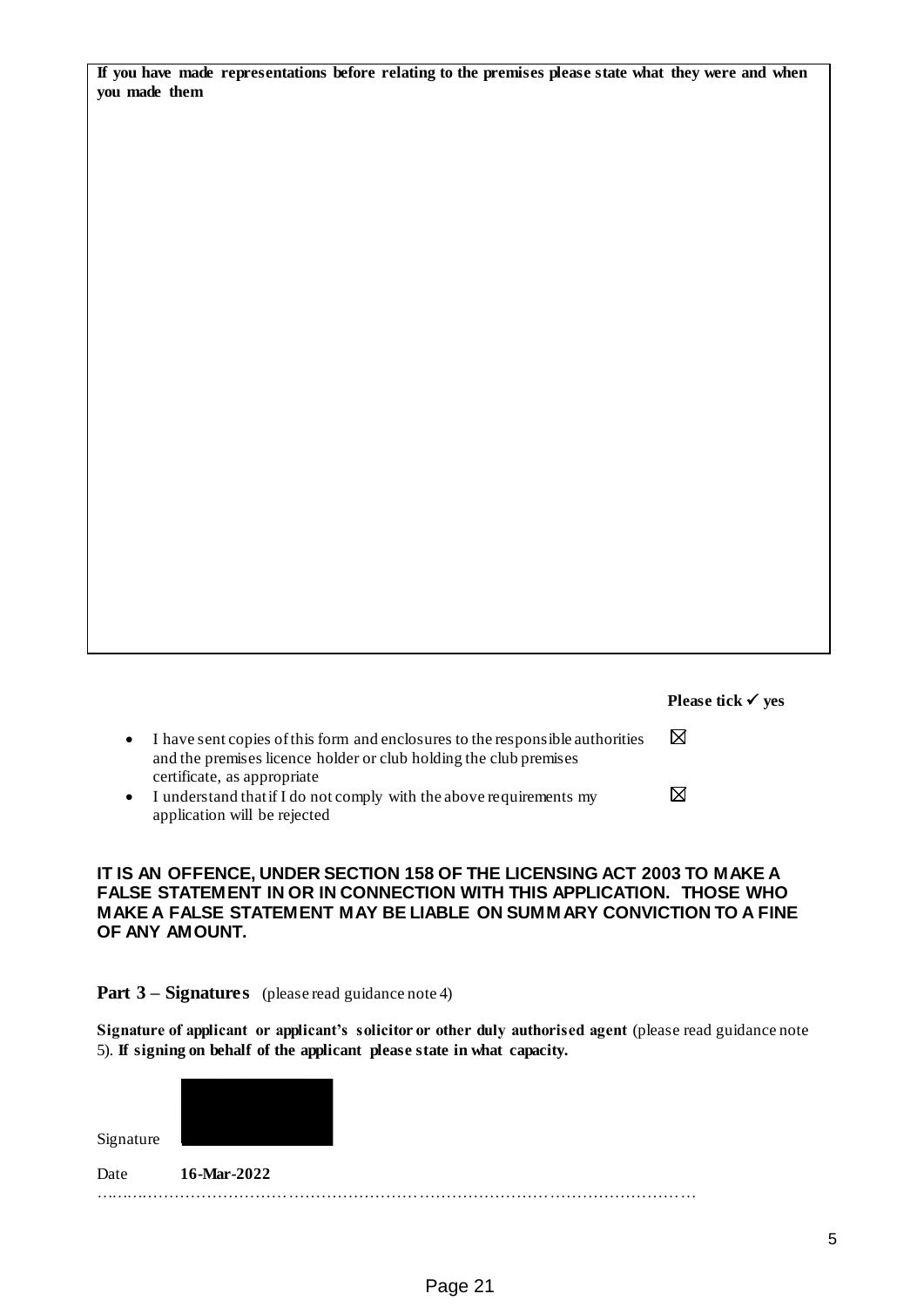**If you have made representations before relating to the premises please state what they were and when you made them**

**Please tick ✓ yes**

- I have sent copies of this form and enclosures to the responsible authorities and the premises licence holder or club holding the club premises certificate, as appropriate ☒
- I understand that if I do not comply with the above requirements my application will be rejected ☒

**IT IS AN OFFENCE, UNDER SECTION 158 OF THE LICENSING ACT 2003 TO MAKE A FALSE STATEMENT IN OR IN CONNECTION WITH THIS APPLICATION. THOSE WHO MAKE A FALSE STATEMENT MAY BE LIABLE ON SUMMARY CONVICTION TO A FINE OF ANY AMOUNT.**

**Part 3 – Signatures** (please read guidance note 4)

**Signature of applicant or applicant's solicitor or other duly authorised agent** (please read guidance note 5). **If signing on behalf of the applicant please state in what capacity.**

Signature

Date **16-Mar-2022**

……………………………………………………………………………………………………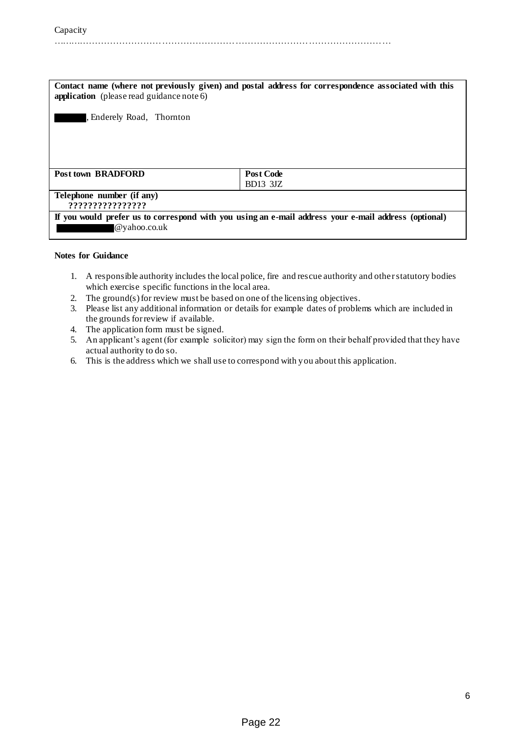Capacity

…………………………………………………………………………………………………

| | |
|---|---|
| **Contact name (where not previously given) and postal address for correspondence associated with this application** (please read guidance note 6)<br><br>█████, Enderely Road, Thornton | |
| **Post town BRADFORD** | **Post Code**<br>BD13 3JZ |
| **Telephone number (if any)**<br>**????????????????** | |
| **If you would prefer us to correspond with you using an e-mail address your e-mail address (optional)**<br>█████████@yahoo.co.uk | |

**Notes for Guidance**

1. A responsible authority includes the local police, fire and rescue authority and other statutory bodies which exercise specific functions in the local area.
2. The ground(s) for review must be based on one of the licensing objectives.
3. Please list any additional information or details for example dates of problems which are included in the grounds for review if available.
4. The application form must be signed.
5. An applicant's agent (for example solicitor) may sign the form on their behalf provided that they have actual authority to do so.
6. This is the address which we shall use to correspond with you about this application.